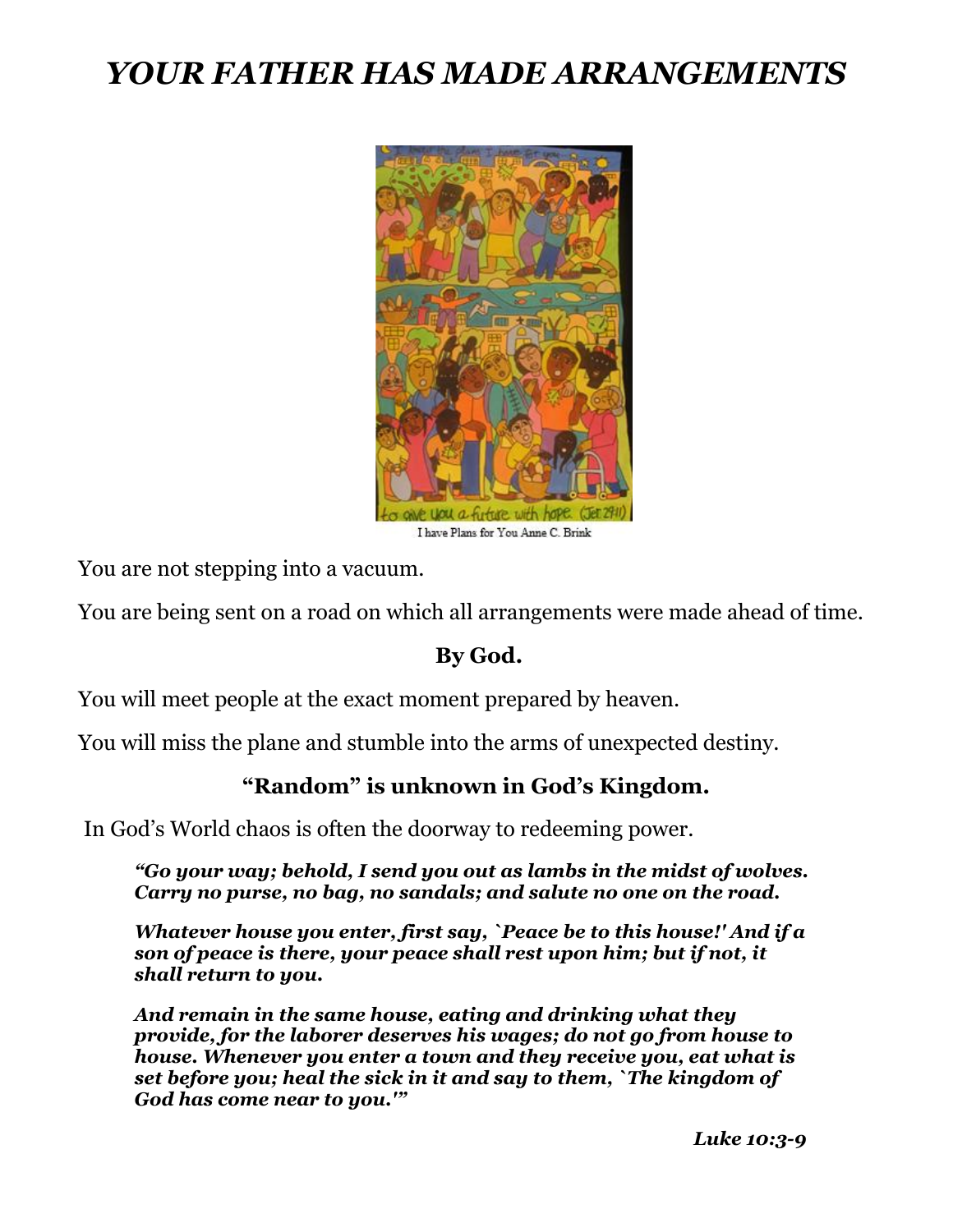# *YOUR FATHER HAS MADE ARRANGEMENTS*

I have Plans for You Anne C. Brink

You are not stepping into a vacuum.

You are being sent on a road on which all arrangements were made ahead of time.

**By God.**

You will meet people at the exact moment prepared by heaven.

You will miss the plane and stumble into the arms of unexpected destiny.

**"Random" is unknown in God's Kingdom.**

In God's World chaos is often the doorway to redeeming power.

> ***"Go your way; behold, I send you out as lambs in the midst of wolves. Carry no purse, no bag, no sandals; and salute no one on the road.***
>
> ***Whatever house you enter, first say, `Peace be to this house!' And if a son of peace is there, your peace shall rest upon him; but if not, it shall return to you.***
>
> ***And remain in the same house, eating and drinking what they provide, for the laborer deserves his wages; do not go from house to house. Whenever you enter a town and they receive you, eat what is set before you; heal the sick in it and say to them, `The kingdom of God has come near to you.'"***

***Luke 10:3-9***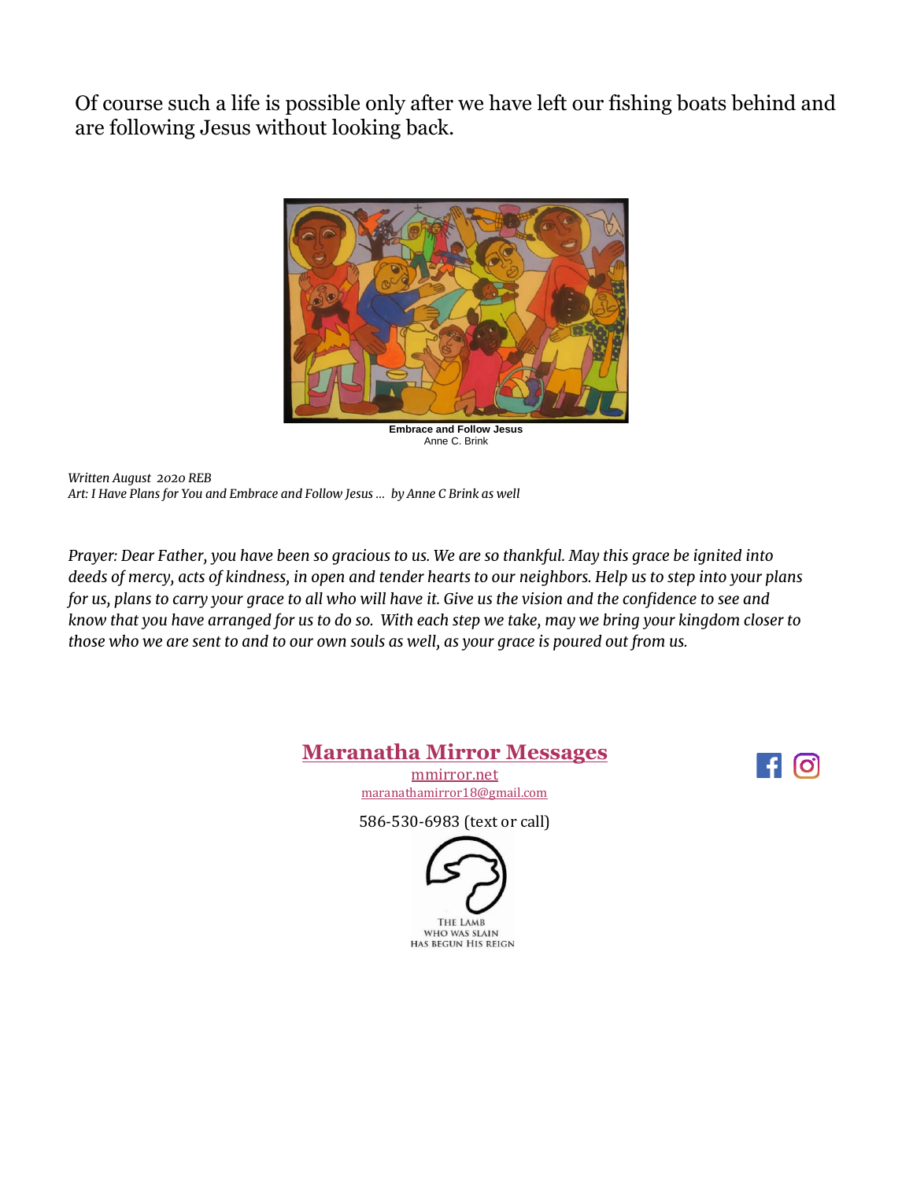Of course such a life is possible only after we have left our fishing boats behind and are following Jesus without looking back.

**Embrace and Follow Jesus**
Anne C. Brink

*Written August 2020 REB*
*Art: I Have Plans for You and Embrace and Follow Jesus … by Anne C Brink as well*

*Prayer: Dear Father, you have been so gracious to us. We are so thankful. May this grace be ignited into deeds of mercy, acts of kindness, in open and tender hearts to our neighbors. Help us to step into your plans for us, plans to carry your grace to all who will have it. Give us the vision and the confidence to see and know that you have arranged for us to do so. With each step we take, may we bring your kingdom closer to those who we are sent to and to our own souls as well, as your grace is poured out from us.*

**Maranatha Mirror Messages**
mmirror.net
maranathamirror18@gmail.com

586-530-6983 (text or call)

THE LAMB
WHO WAS SLAIN
HAS BEGUN HIS REIGN